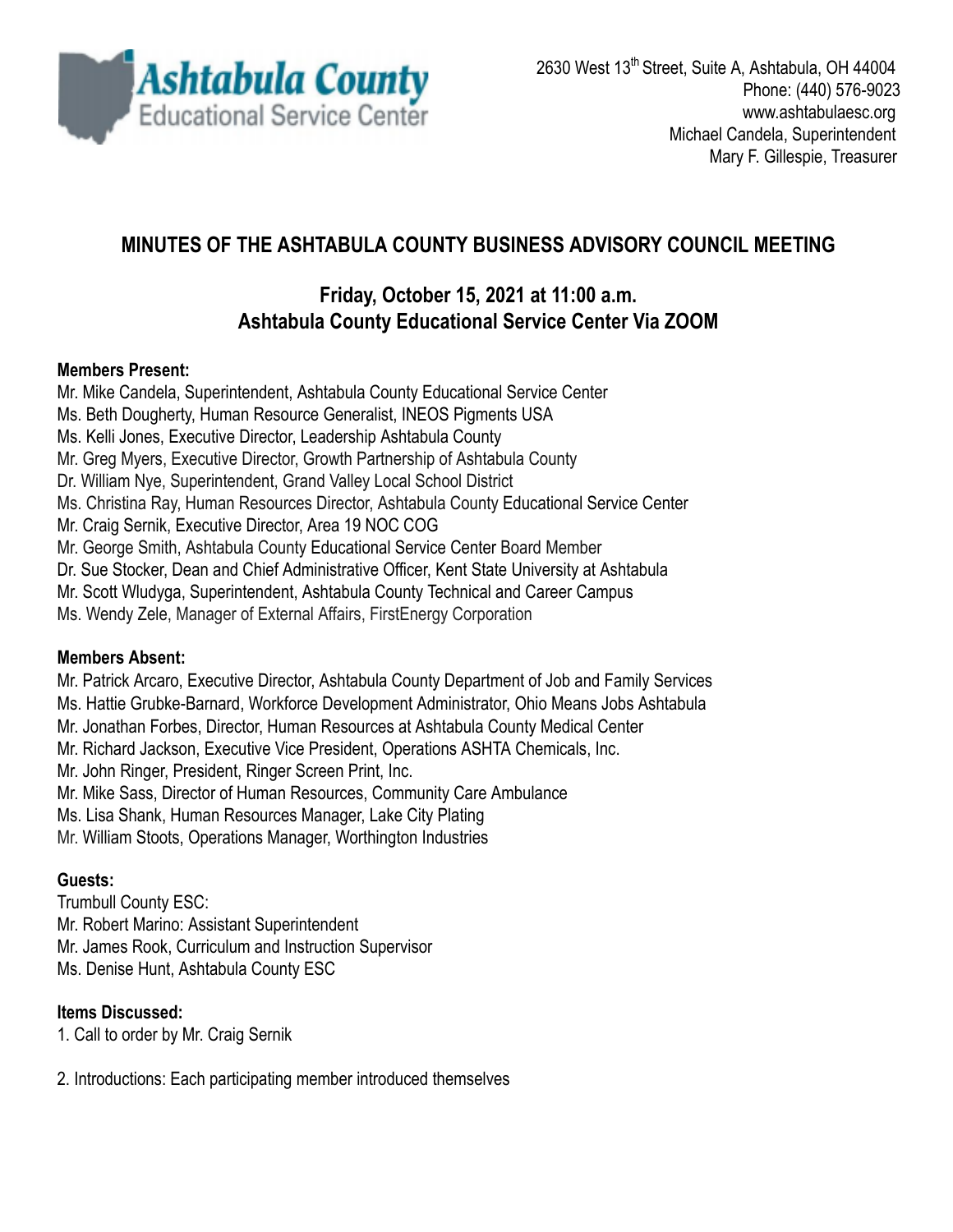Ashtabula County
Educational Service Center

2630 West 13th Street, Suite A, Ashtabula, OH 44004
Phone: (440) 576-9023
www.ashtabulaesc.org
Michael Candela, Superintendent
Mary F. Gillespie, Treasurer

# MINUTES OF THE ASHTABULA COUNTY BUSINESS ADVISORY COUNCIL MEETING

## Friday, October 15, 2021 at 11:00 a.m.
## Ashtabula County Educational Service Center Via ZOOM

**Members Present:**

Mr. Mike Candela, Superintendent, Ashtabula County Educational Service Center
Ms. Beth Dougherty, Human Resource Generalist, INEOS Pigments USA
Ms. Kelli Jones, Executive Director, Leadership Ashtabula County
Mr. Greg Myers, Executive Director, Growth Partnership of Ashtabula County
Dr. William Nye, Superintendent, Grand Valley Local School District
Ms. Christina Ray, Human Resources Director, Ashtabula County Educational Service Center
Mr. Craig Sernik, Executive Director, Area 19 NOC COG
Mr. George Smith, Ashtabula County Educational Service Center Board Member
Dr. Sue Stocker, Dean and Chief Administrative Officer, Kent State University at Ashtabula
Mr. Scott Wludyga, Superintendent, Ashtabula County Technical and Career Campus
Ms. Wendy Zele, Manager of External Affairs, FirstEnergy Corporation

**Members Absent:**

Mr. Patrick Arcaro, Executive Director, Ashtabula County Department of Job and Family Services
Ms. Hattie Grubke-Barnard, Workforce Development Administrator, Ohio Means Jobs Ashtabula
Mr. Jonathan Forbes, Director, Human Resources at Ashtabula County Medical Center
Mr. Richard Jackson, Executive Vice President, Operations ASHTA Chemicals, Inc.
Mr. John Ringer, President, Ringer Screen Print, Inc.
Mr. Mike Sass, Director of Human Resources, Community Care Ambulance
Ms. Lisa Shank, Human Resources Manager, Lake City Plating
Mr. William Stoots, Operations Manager, Worthington Industries

**Guests:**

Trumbull County ESC:
Mr. Robert Marino: Assistant Superintendent
Mr. James Rook, Curriculum and Instruction Supervisor
Ms. Denise Hunt, Ashtabula County ESC

**Items Discussed:**

1. Call to order by Mr. Craig Sernik

2. Introductions: Each participating member introduced themselves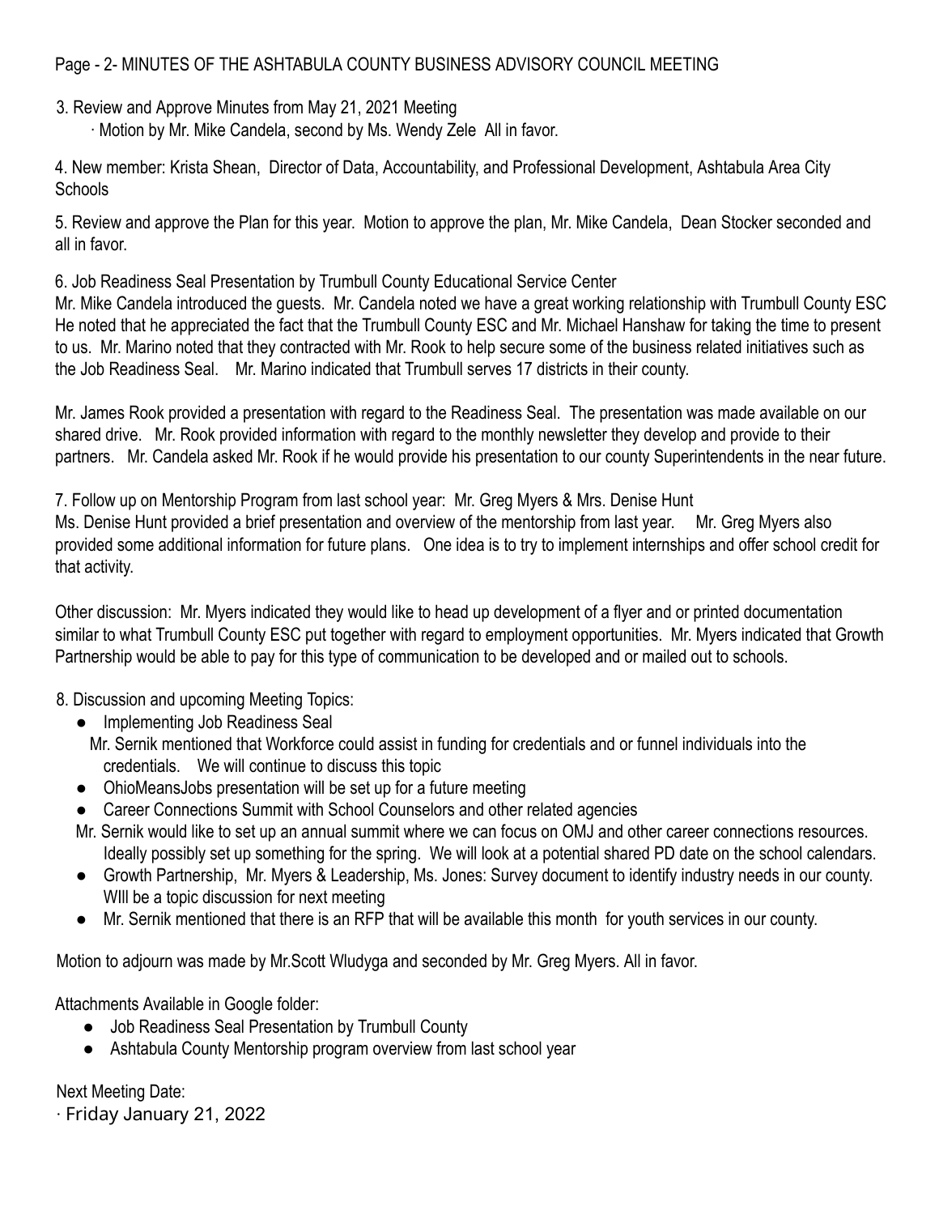3. Review and Approve Minutes from May 21, 2021 Meeting
   · Motion by Mr. Mike Candela, second by Ms. Wendy Zele All in favor.

4. New member: Krista Shean, Director of Data, Accountability, and Professional Development, Ashtabula Area City Schools

5. Review and approve the Plan for this year. Motion to approve the plan, Mr. Mike Candela, Dean Stocker seconded and all in favor.

6. Job Readiness Seal Presentation by Trumbull County Educational Service Center
Mr. Mike Candela introduced the guests. Mr. Candela noted we have a great working relationship with Trumbull County ESC He noted that he appreciated the fact that the Trumbull County ESC and Mr. Michael Hanshaw for taking the time to present to us. Mr. Marino noted that they contracted with Mr. Rook to help secure some of the business related initiatives such as the Job Readiness Seal. Mr. Marino indicated that Trumbull serves 17 districts in their county.

Mr. James Rook provided a presentation with regard to the Readiness Seal. The presentation was made available on our shared drive. Mr. Rook provided information with regard to the monthly newsletter they develop and provide to their partners. Mr. Candela asked Mr. Rook if he would provide his presentation to our county Superintendents in the near future.

7. Follow up on Mentorship Program from last school year: Mr. Greg Myers & Mrs. Denise Hunt
Ms. Denise Hunt provided a brief presentation and overview of the mentorship from last year. Mr. Greg Myers also provided some additional information for future plans. One idea is to try to implement internships and offer school credit for that activity.

Other discussion: Mr. Myers indicated they would like to head up development of a flyer and or printed documentation similar to what Trumbull County ESC put together with regard to employment opportunities. Mr. Myers indicated that Growth Partnership would be able to pay for this type of communication to be developed and or mailed out to schools.

8. Discussion and upcoming Meeting Topics:
   - Implementing Job Readiness Seal
     Mr. Sernik mentioned that Workforce could assist in funding for credentials and or funnel individuals into the credentials. We will continue to discuss this topic
   - OhioMeansJobs presentation will be set up for a future meeting
   - Career Connections Summit with School Counselors and other related agencies
     Mr. Sernik would like to set up an annual summit where we can focus on OMJ and other career connections resources. Ideally possibly set up something for the spring. We will look at a potential shared PD date on the school calendars.
   - Growth Partnership, Mr. Myers & Leadership, Ms. Jones: Survey document to identify industry needs in our county. WIll be a topic discussion for next meeting
   - Mr. Sernik mentioned that there is an RFP that will be available this month for youth services in our county.

Motion to adjourn was made by Mr.Scott Wludyga and seconded by Mr. Greg Myers. All in favor.

Attachments Available in Google folder:

- Job Readiness Seal Presentation by Trumbull County
- Ashtabula County Mentorship program overview from last school year

Next Meeting Date:
· Friday January 21, 2022